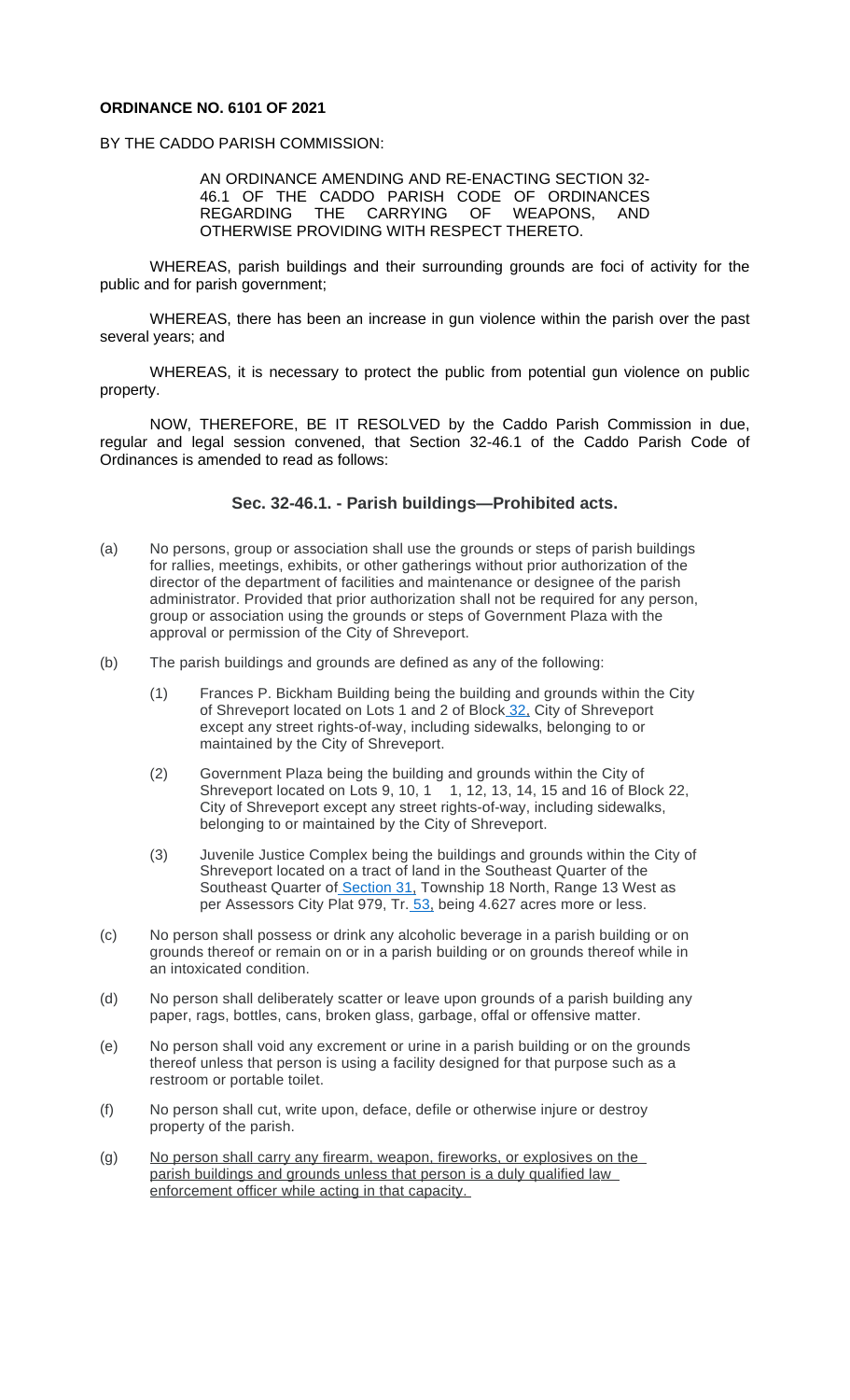**ORDINANCE NO. 6101 OF 2021**

BY THE CADDO PARISH COMMISSION:

AN ORDINANCE AMENDING AND RE-ENACTING SECTION 32-46.1 OF THE CADDO PARISH CODE OF ORDINANCES REGARDING THE CARRYING OF WEAPONS, AND OTHERWISE PROVIDING WITH RESPECT THERETO.

WHEREAS, parish buildings and their surrounding grounds are foci of activity for the public and for parish government;

WHEREAS, there has been an increase in gun violence within the parish over the past several years; and

WHEREAS, it is necessary to protect the public from potential gun violence on public property.

NOW, THEREFORE, BE IT RESOLVED by the Caddo Parish Commission in due, regular and legal session convened, that Section 32-46.1 of the Caddo Parish Code of Ordinances is amended to read as follows:

### Sec. 32-46.1. - Parish buildings—Prohibited acts.

(a) No persons, group or association shall use the grounds or steps of parish buildings for rallies, meetings, exhibits, or other gatherings without prior authorization of the director of the department of facilities and maintenance or designee of the parish administrator. Provided that prior authorization shall not be required for any person, group or association using the grounds or steps of Government Plaza with the approval or permission of the City of Shreveport.

(b) The parish buildings and grounds are defined as any of the following:

(1) Frances P. Bickham Building being the building and grounds within the City of Shreveport located on Lots 1 and 2 of Block 32, City of Shreveport except any street rights-of-way, including sidewalks, belonging to or maintained by the City of Shreveport.

(2) Government Plaza being the building and grounds within the City of Shreveport located on Lots 9, 10, 1 1, 12, 13, 14, 15 and 16 of Block 22, City of Shreveport except any street rights-of-way, including sidewalks, belonging to or maintained by the City of Shreveport.

(3) Juvenile Justice Complex being the buildings and grounds within the City of Shreveport located on a tract of land in the Southeast Quarter of the Southeast Quarter of Section 31, Township 18 North, Range 13 West as per Assessors City Plat 979, Tr. 53, being 4.627 acres more or less.

(c) No person shall possess or drink any alcoholic beverage in a parish building or on grounds thereof or remain on or in a parish building or on grounds thereof while in an intoxicated condition.

(d) No person shall deliberately scatter or leave upon grounds of a parish building any paper, rags, bottles, cans, broken glass, garbage, offal or offensive matter.

(e) No person shall void any excrement or urine in a parish building or on the grounds thereof unless that person is using a facility designed for that purpose such as a restroom or portable toilet.

(f) No person shall cut, write upon, deface, defile or otherwise injure or destroy property of the parish.

(g) <u>No person shall carry any firearm, weapon, fireworks, or explosives on the parish buildings and grounds unless that person is a duly qualified law enforcement officer while acting in that capacity.</u>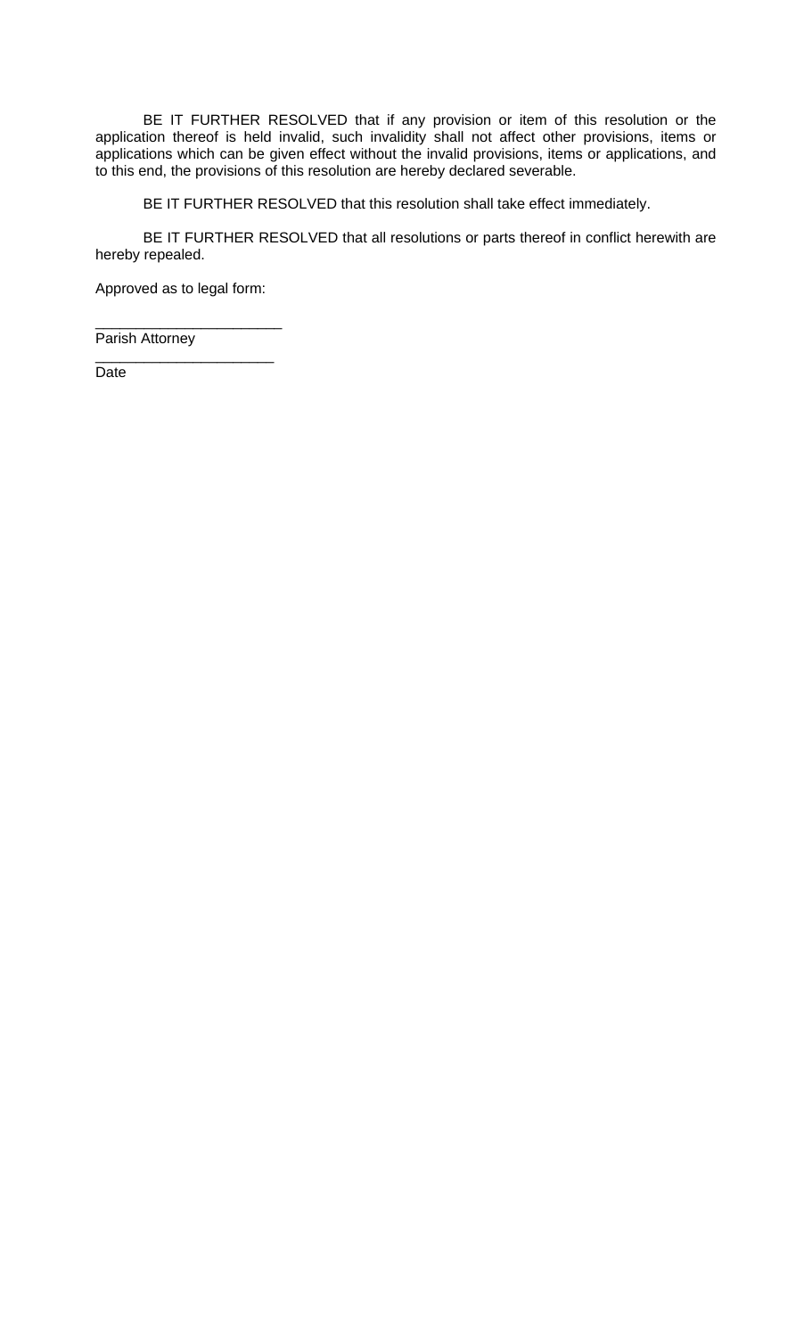BE IT FURTHER RESOLVED that if any provision or item of this resolution or the application thereof is held invalid, such invalidity shall not affect other provisions, items or applications which can be given effect without the invalid provisions, items or applications, and to this end, the provisions of this resolution are hereby declared severable.

BE IT FURTHER RESOLVED that this resolution shall take effect immediately.

BE IT FURTHER RESOLVED that all resolutions or parts thereof in conflict herewith are hereby repealed.

Approved as to legal form:

_______________________
Parish Attorney

______________________
Date